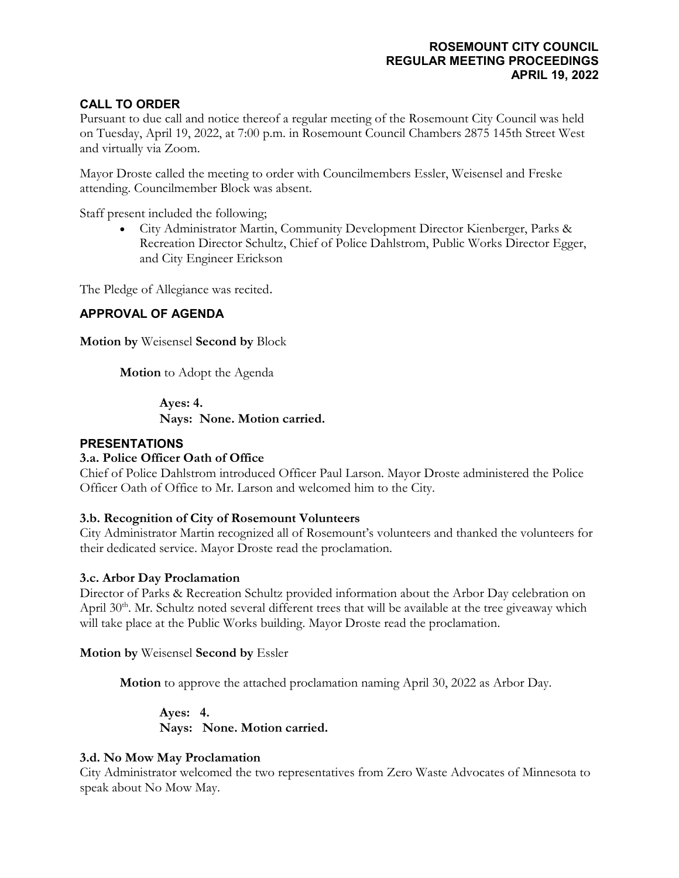# ROSEMOUNT CITY COUNCIL
# REGULAR MEETING PROCEEDINGS
# APRIL 19, 2022

## CALL TO ORDER

Pursuant to due call and notice thereof a regular meeting of the Rosemount City Council was held on Tuesday, April 19, 2022, at 7:00 p.m. in Rosemount Council Chambers 2875 145th Street West and virtually via Zoom.

Mayor Droste called the meeting to order with Councilmembers Essler, Weisensel and Freske attending. Councilmember Block was absent.

Staff present included the following;

- City Administrator Martin, Community Development Director Kienberger, Parks & Recreation Director Schultz, Chief of Police Dahlstrom, Public Works Director Egger, and City Engineer Erickson

The Pledge of Allegiance was recited.

## APPROVAL OF AGENDA

**Motion by** Weisensel **Second by** Block

**Motion** to Adopt the Agenda

**Ayes: 4.**
**Nays: None. Motion carried.**

## PRESENTATIONS

### 3.a. Police Officer Oath of Office

Chief of Police Dahlstrom introduced Officer Paul Larson. Mayor Droste administered the Police Officer Oath of Office to Mr. Larson and welcomed him to the City.

### 3.b. Recognition of City of Rosemount Volunteers

City Administrator Martin recognized all of Rosemount's volunteers and thanked the volunteers for their dedicated service. Mayor Droste read the proclamation.

### 3.c. Arbor Day Proclamation

Director of Parks & Recreation Schultz provided information about the Arbor Day celebration on April 30th. Mr. Schultz noted several different trees that will be available at the tree giveaway which will take place at the Public Works building. Mayor Droste read the proclamation.

**Motion by** Weisensel **Second by** Essler

**Motion** to approve the attached proclamation naming April 30, 2022 as Arbor Day.

**Ayes: 4.**
**Nays: None. Motion carried.**

### 3.d. No Mow May Proclamation

City Administrator welcomed the two representatives from Zero Waste Advocates of Minnesota to speak about No Mow May.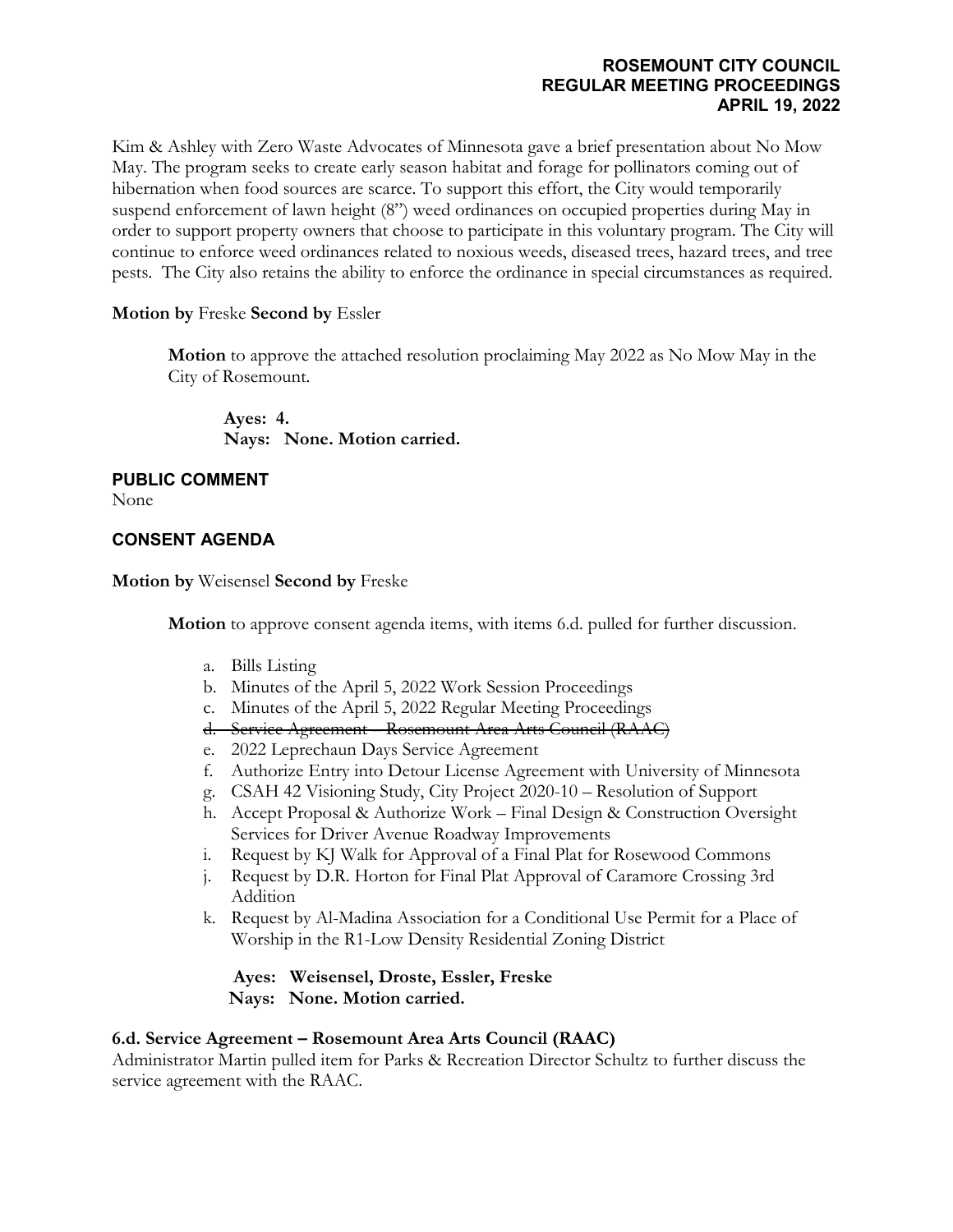Kim & Ashley with Zero Waste Advocates of Minnesota gave a brief presentation about No Mow May. The program seeks to create early season habitat and forage for pollinators coming out of hibernation when food sources are scarce. To support this effort, the City would temporarily suspend enforcement of lawn height (8") weed ordinances on occupied properties during May in order to support property owners that choose to participate in this voluntary program. The City will continue to enforce weed ordinances related to noxious weeds, diseased trees, hazard trees, and tree pests. The City also retains the ability to enforce the ordinance in special circumstances as required.

**Motion by** Freske **Second by** Essler

> **Motion** to approve the attached resolution proclaiming May 2022 as No Mow May in the City of Rosemount.
>
> **Ayes: 4.**
> **Nays: None. Motion carried.**

## PUBLIC COMMENT

None

## CONSENT AGENDA

**Motion by** Weisensel **Second by** Freske

> **Motion** to approve consent agenda items, with items 6.d. pulled for further discussion.
>
> a. Bills Listing
> b. Minutes of the April 5, 2022 Work Session Proceedings
> c. Minutes of the April 5, 2022 Regular Meeting Proceedings
> d. ~~Service Agreement – Rosemount Area Arts Council (RAAC)~~
> e. 2022 Leprechaun Days Service Agreement
> f. Authorize Entry into Detour License Agreement with University of Minnesota
> g. CSAH 42 Visioning Study, City Project 2020-10 – Resolution of Support
> h. Accept Proposal & Authorize Work – Final Design & Construction Oversight Services for Driver Avenue Roadway Improvements
> i. Request by KJ Walk for Approval of a Final Plat for Rosewood Commons
> j. Request by D.R. Horton for Final Plat Approval of Caramore Crossing 3rd Addition
> k. Request by Al-Madina Association for a Conditional Use Permit for a Place of Worship in the R1-Low Density Residential Zoning District
>
> **Ayes: Weisensel, Droste, Essler, Freske**
> **Nays: None. Motion carried.**

**6.d. Service Agreement – Rosemount Area Arts Council (RAAC)**

Administrator Martin pulled item for Parks & Recreation Director Schultz to further discuss the service agreement with the RAAC.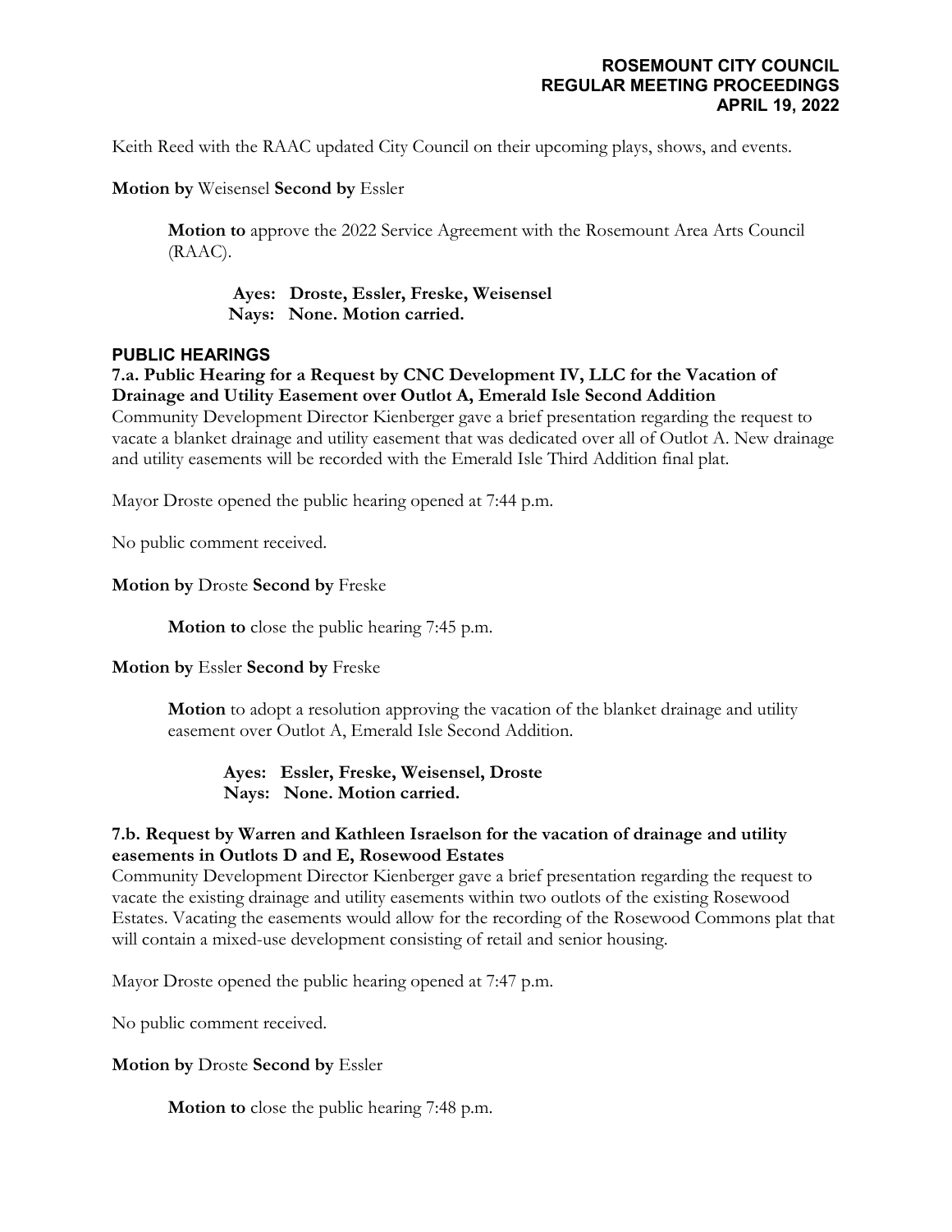Keith Reed with the RAAC updated City Council on their upcoming plays, shows, and events.

**Motion by** Weisensel **Second by** Essler

> **Motion to** approve the 2022 Service Agreement with the Rosemount Area Arts Council (RAAC).
>
> **Ayes: Droste, Essler, Freske, Weisensel**
> **Nays: None. Motion carried.**

## PUBLIC HEARINGS

**7.a. Public Hearing for a Request by CNC Development IV, LLC for the Vacation of Drainage and Utility Easement over Outlot A, Emerald Isle Second Addition**

Community Development Director Kienberger gave a brief presentation regarding the request to vacate a blanket drainage and utility easement that was dedicated over all of Outlot A. New drainage and utility easements will be recorded with the Emerald Isle Third Addition final plat.

Mayor Droste opened the public hearing opened at 7:44 p.m.

No public comment received.

**Motion by** Droste **Second by** Freske

> **Motion to** close the public hearing 7:45 p.m.

**Motion by** Essler **Second by** Freske

> **Motion** to adopt a resolution approving the vacation of the blanket drainage and utility easement over Outlot A, Emerald Isle Second Addition.
>
> **Ayes: Essler, Freske, Weisensel, Droste**
> **Nays: None. Motion carried.**

**7.b. Request by Warren and Kathleen Israelson for the vacation of drainage and utility easements in Outlots D and E, Rosewood Estates**

Community Development Director Kienberger gave a brief presentation regarding the request to vacate the existing drainage and utility easements within two outlots of the existing Rosewood Estates. Vacating the easements would allow for the recording of the Rosewood Commons plat that will contain a mixed-use development consisting of retail and senior housing.

Mayor Droste opened the public hearing opened at 7:47 p.m.

No public comment received.

**Motion by** Droste **Second by** Essler

> **Motion to** close the public hearing 7:48 p.m.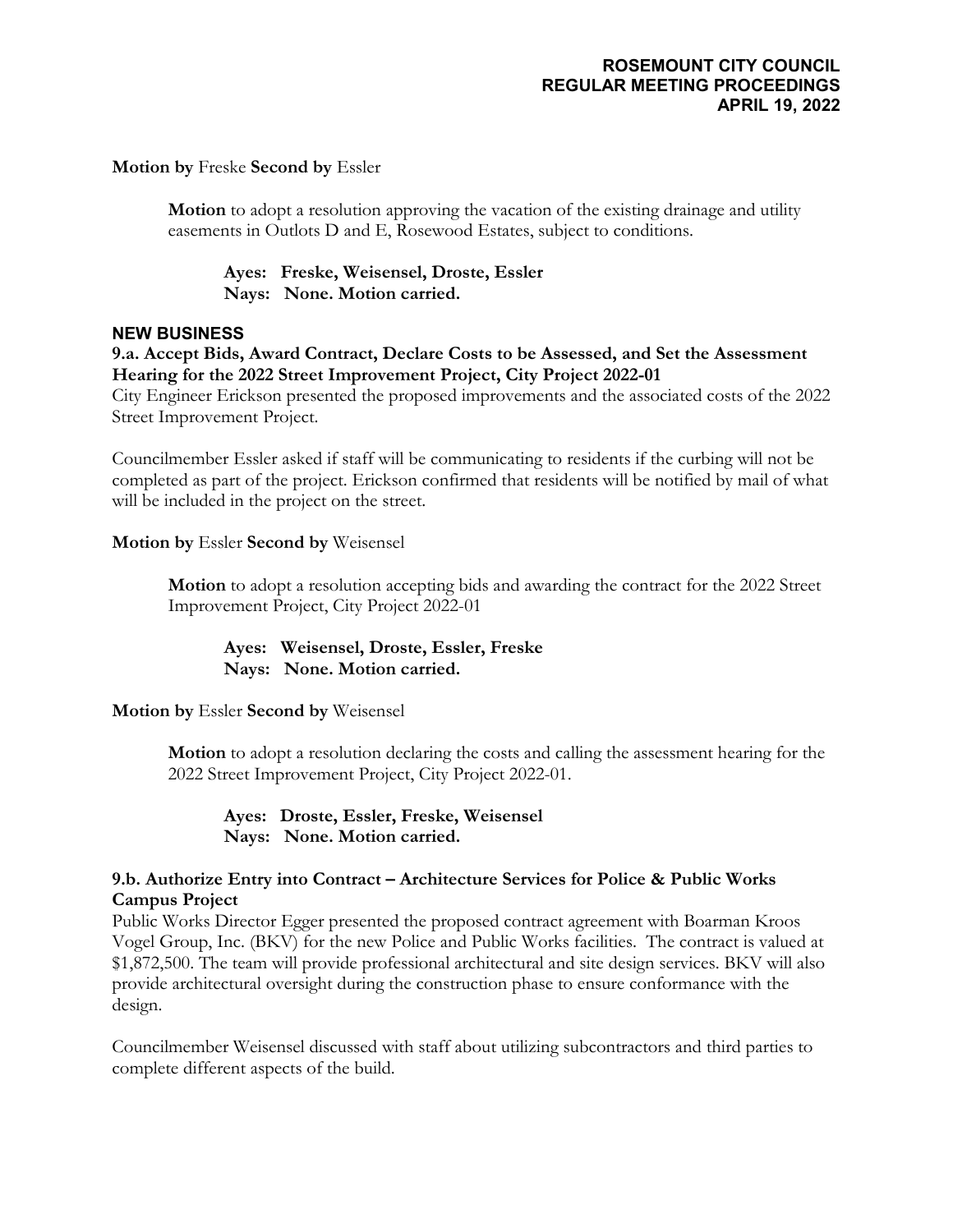**Motion by** Freske **Second by** Essler

> **Motion** to adopt a resolution approving the vacation of the existing drainage and utility easements in Outlots D and E, Rosewood Estates, subject to conditions.
>
> **Ayes: Freske, Weisensel, Droste, Essler**
> **Nays: None. Motion carried.**

## NEW BUSINESS

**9.a. Accept Bids, Award Contract, Declare Costs to be Assessed, and Set the Assessment Hearing for the 2022 Street Improvement Project, City Project 2022-01**

City Engineer Erickson presented the proposed improvements and the associated costs of the 2022 Street Improvement Project.

Councilmember Essler asked if staff will be communicating to residents if the curbing will not be completed as part of the project. Erickson confirmed that residents will be notified by mail of what will be included in the project on the street.

**Motion by** Essler **Second by** Weisensel

> **Motion** to adopt a resolution accepting bids and awarding the contract for the 2022 Street Improvement Project, City Project 2022-01
>
> **Ayes: Weisensel, Droste, Essler, Freske**
> **Nays: None. Motion carried.**

**Motion by** Essler **Second by** Weisensel

> **Motion** to adopt a resolution declaring the costs and calling the assessment hearing for the 2022 Street Improvement Project, City Project 2022-01.
>
> **Ayes: Droste, Essler, Freske, Weisensel**
> **Nays: None. Motion carried.**

**9.b. Authorize Entry into Contract – Architecture Services for Police & Public Works Campus Project**

Public Works Director Egger presented the proposed contract agreement with Boarman Kroos Vogel Group, Inc. (BKV) for the new Police and Public Works facilities. The contract is valued at $1,872,500. The team will provide professional architectural and site design services. BKV will also provide architectural oversight during the construction phase to ensure conformance with the design.

Councilmember Weisensel discussed with staff about utilizing subcontractors and third parties to complete different aspects of the build.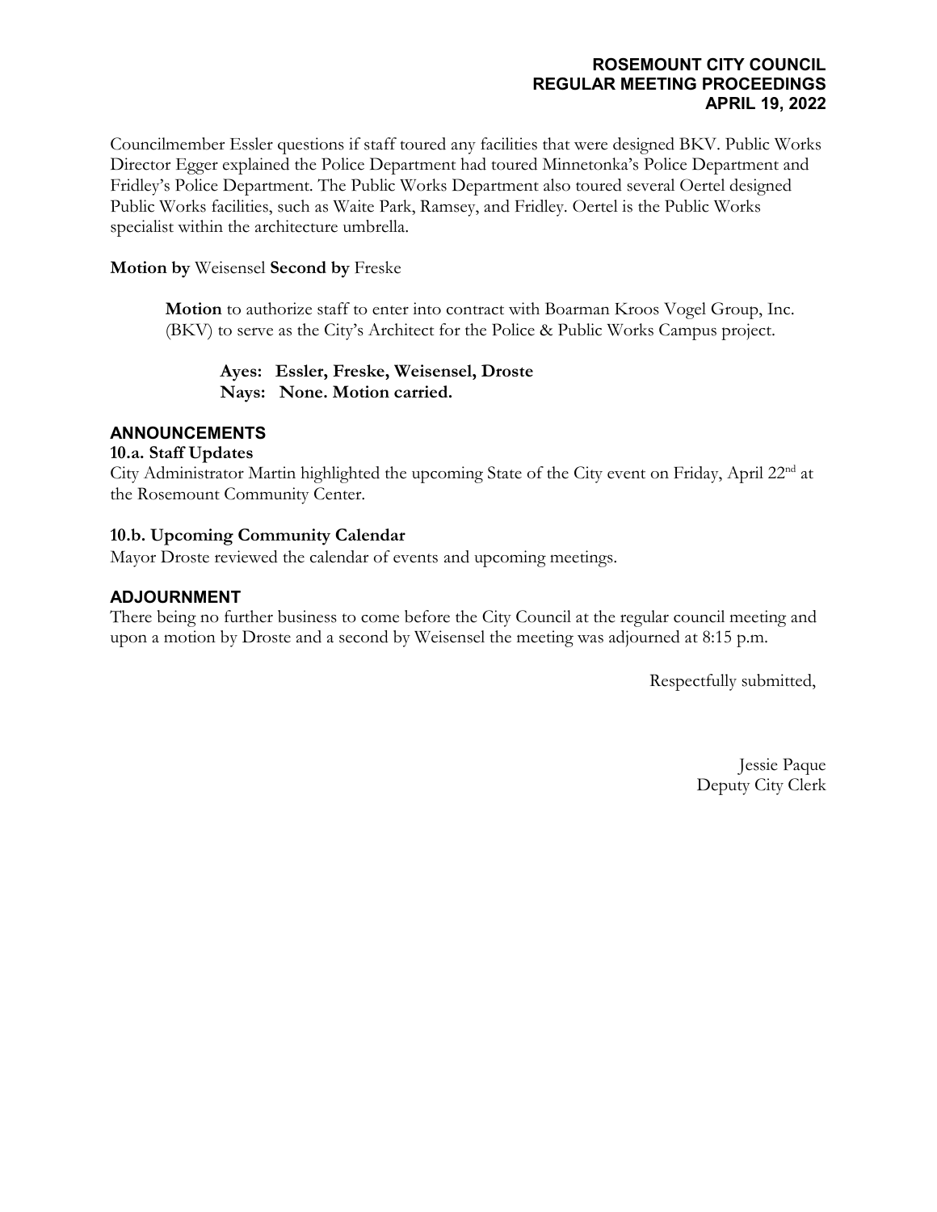Councilmember Essler questions if staff toured any facilities that were designed BKV. Public Works Director Egger explained the Police Department had toured Minnetonka's Police Department and Fridley's Police Department. The Public Works Department also toured several Oertel designed Public Works facilities, such as Waite Park, Ramsey, and Fridley. Oertel is the Public Works specialist within the architecture umbrella.

**Motion by** Weisensel **Second by** Freske

> **Motion** to authorize staff to enter into contract with Boarman Kroos Vogel Group, Inc. (BKV) to serve as the City's Architect for the Police & Public Works Campus project.
>
> **Ayes: Essler, Freske, Weisensel, Droste**
> **Nays: None. Motion carried.**

## ANNOUNCEMENTS

### 10.a. Staff Updates

City Administrator Martin highlighted the upcoming State of the City event on Friday, April 22nd at the Rosemount Community Center.

### 10.b. Upcoming Community Calendar

Mayor Droste reviewed the calendar of events and upcoming meetings.

## ADJOURNMENT

There being no further business to come before the City Council at the regular council meeting and upon a motion by Droste and a second by Weisensel the meeting was adjourned at 8:15 p.m.

Respectfully submitted,

Jessie Paque
Deputy City Clerk